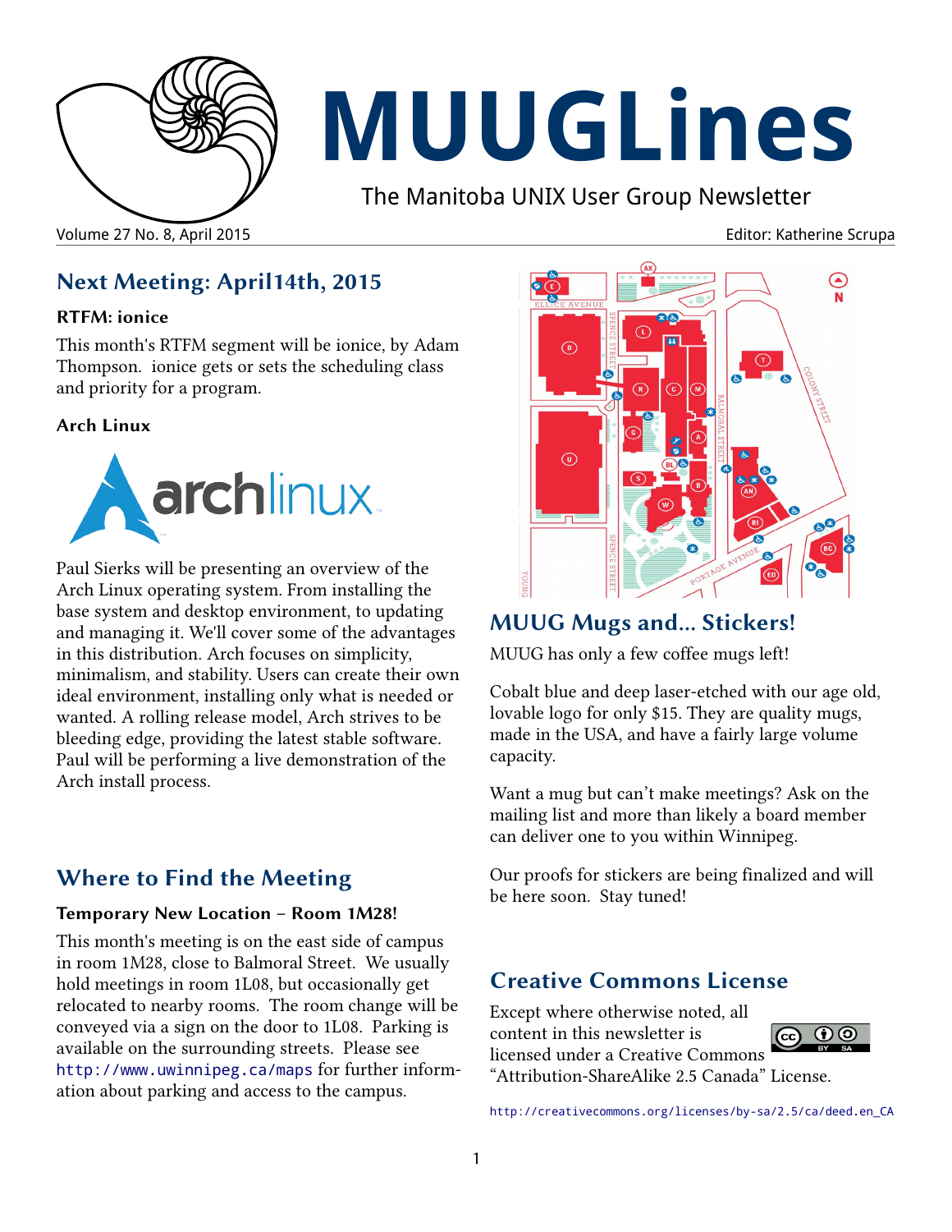# MUUGLines

The Manitoba UNIX User Group Newsletter

Volume 27 No. 8, April 2015

Editor: Katherine Scrupa

## Next Meeting: April14th, 2015

### RTFM: ionice

This month's RTFM segment will be ionice, by Adam Thompson. ionice gets or sets the scheduling class and priority for a program.

### Arch Linux

Paul Sierks will be presenting an overview of the Arch Linux operating system. From installing the base system and desktop environment, to updating and managing it. We'll cover some of the advantages in this distribution. Arch focuses on simplicity, minimalism, and stability. Users can create their own ideal environment, installing only what is needed or wanted. A rolling release model, Arch strives to be bleeding edge, providing the latest stable software. Paul will be performing a live demonstration of the Arch install process.

## Where to Find the Meeting

### Temporary New Location – Room 1M28!

This month's meeting is on the east side of campus in room 1M28, close to Balmoral Street. We usually hold meetings in room 1L08, but occasionally get relocated to nearby rooms. The room change will be conveyed via a sign on the door to 1L08. Parking is available on the surrounding streets. Please see http://www.uwinnipeg.ca/maps for further information about parking and access to the campus.

## MUUG Mugs and... Stickers!

MUUG has only a few coffee mugs left!

Cobalt blue and deep laser-etched with our age old, lovable logo for only $15. They are quality mugs, made in the USA, and have a fairly large volume capacity.

Want a mug but can't make meetings? Ask on the mailing list and more than likely a board member can deliver one to you within Winnipeg.

Our proofs for stickers are being finalized and will be here soon. Stay tuned!

## Creative Commons License

Except where otherwise noted, all content in this newsletter is licensed under a Creative Commons "Attribution-ShareAlike 2.5 Canada" License.

http://creativecommons.org/licenses/by-sa/2.5/ca/deed.en_CA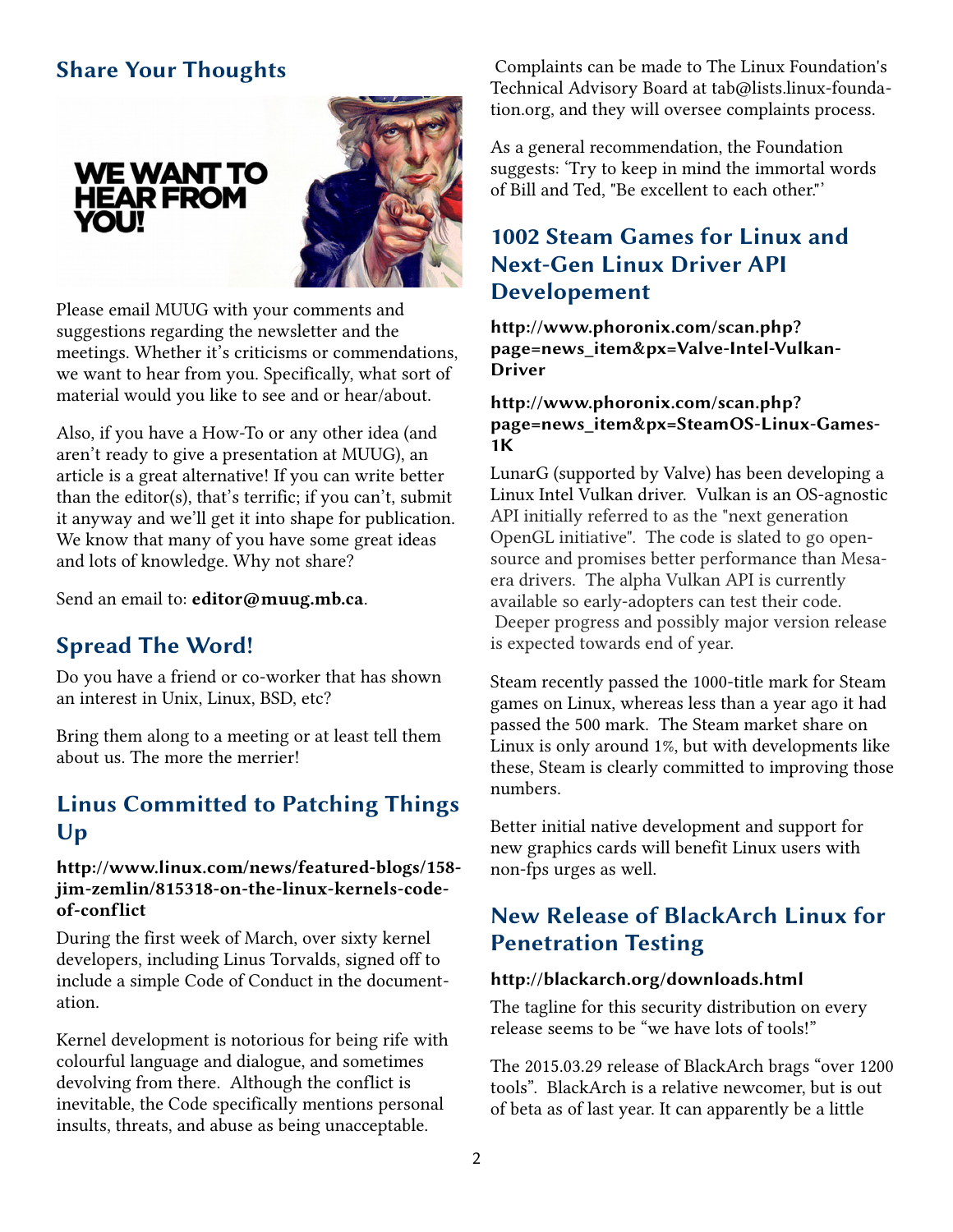## Share Your Thoughts

Please email MUUG with your comments and suggestions regarding the newsletter and the meetings. Whether it's criticisms or commendations, we want to hear from you. Specifically, what sort of material would you like to see and or hear/about.

Also, if you have a How-To or any other idea (and aren't ready to give a presentation at MUUG), an article is a great alternative! If you can write better than the editor(s), that's terrific; if you can't, submit it anyway and we'll get it into shape for publication. We know that many of you have some great ideas and lots of knowledge. Why not share?

Send an email to: **editor@muug.mb.ca**.

## Spread The Word!

Do you have a friend or co-worker that has shown an interest in Unix, Linux, BSD, etc?

Bring them along to a meeting or at least tell them about us. The more the merrier!

## Linus Committed to Patching Things Up

**http://www.linux.com/news/featured-blogs/158-jim-zemlin/815318-on-the-linux-kernels-code-of-conflict**

During the first week of March, over sixty kernel developers, including Linus Torvalds, signed off to include a simple Code of Conduct in the documentation.

Kernel development is notorious for being rife with colourful language and dialogue, and sometimes devolving from there. Although the conflict is inevitable, the Code specifically mentions personal insults, threats, and abuse as being unacceptable.

Complaints can be made to The Linux Foundation's Technical Advisory Board at tab@lists.linux-foundation.org, and they will oversee complaints process.

As a general recommendation, the Foundation suggests: 'Try to keep in mind the immortal words of Bill and Ted, "Be excellent to each other."'

## 1002 Steam Games for Linux and Next-Gen Linux Driver API Developement

**http://www.phoronix.com/scan.php?page=news_item&px=Valve-Intel-Vulkan-Driver**

**http://www.phoronix.com/scan.php?page=news_item&px=SteamOS-Linux-Games-1K**

LunarG (supported by Valve) has been developing a Linux Intel Vulkan driver. Vulkan is an OS-agnostic API initially referred to as the "next generation OpenGL initiative". The code is slated to go open-source and promises better performance than Mesa-era drivers. The alpha Vulkan API is currently available so early-adopters can test their code. Deeper progress and possibly major version release is expected towards end of year.

Steam recently passed the 1000-title mark for Steam games on Linux, whereas less than a year ago it had passed the 500 mark. The Steam market share on Linux is only around 1%, but with developments like these, Steam is clearly committed to improving those numbers.

Better initial native development and support for new graphics cards will benefit Linux users with non-fps urges as well.

## New Release of BlackArch Linux for Penetration Testing

**http://blackarch.org/downloads.html**

The tagline for this security distribution on every release seems to be "we have lots of tools!"

The 2015.03.29 release of BlackArch brags "over 1200 tools". BlackArch is a relative newcomer, but is out of beta as of last year. It can apparently be a little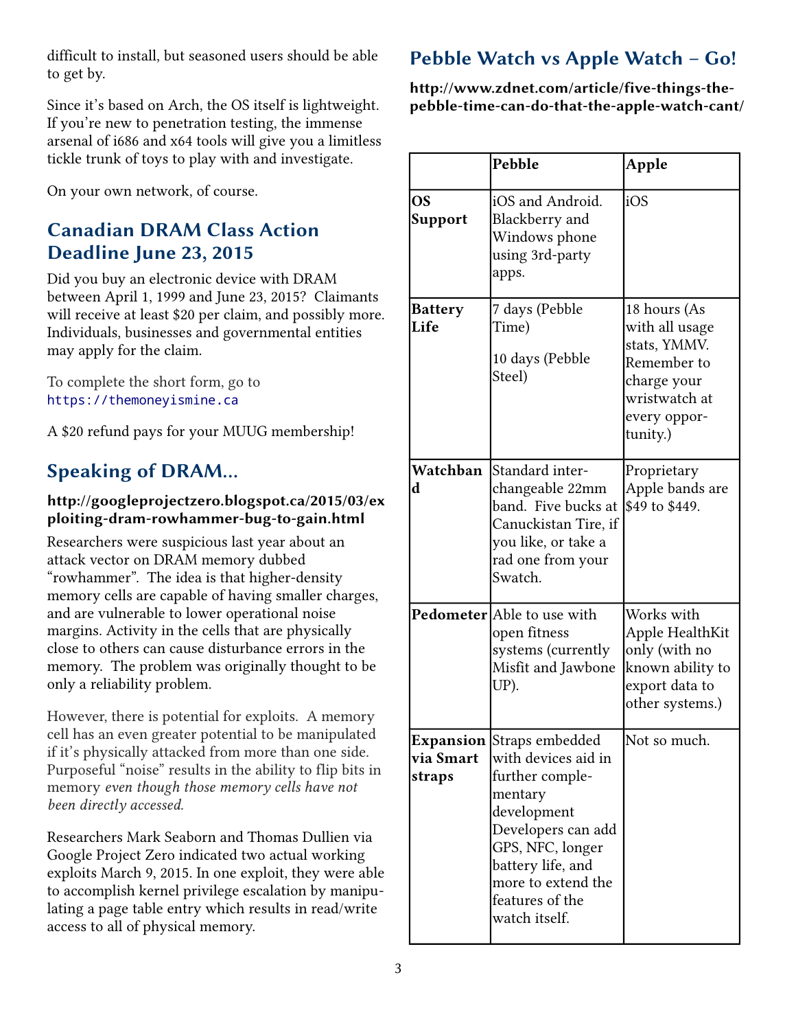difficult to install, but seasoned users should be able to get by.

Since it's based on Arch, the OS itself is lightweight. If you're new to penetration testing, the immense arsenal of i686 and x64 tools will give you a limitless tickle trunk of toys to play with and investigate.

On your own network, of course.

## Canadian DRAM Class Action Deadline June 23, 2015

Did you buy an electronic device with DRAM between April 1, 1999 and June 23, 2015? Claimants will receive at least $20 per claim, and possibly more. Individuals, businesses and governmental entities may apply for the claim.

To complete the short form, go to `https://themoneyismine.ca`

A $20 refund pays for your MUUG membership!

## Speaking of DRAM...

**http://googleprojectzero.blogspot.ca/2015/03/exploiting-dram-rowhammer-bug-to-gain.html**

Researchers were suspicious last year about an attack vector on DRAM memory dubbed "rowhammer". The idea is that higher-density memory cells are capable of having smaller charges, and are vulnerable to lower operational noise margins. Activity in the cells that are physically close to others can cause disturbance errors in the memory. The problem was originally thought to be only a reliability problem.

However, there is potential for exploits. A memory cell has an even greater potential to be manipulated if it's physically attacked from more than one side. Purposeful "noise" results in the ability to flip bits in memory *even though those memory cells have not been directly accessed.*

Researchers Mark Seaborn and Thomas Dullien via Google Project Zero indicated two actual working exploits March 9, 2015. In one exploit, they were able to accomplish kernel privilege escalation by manipulating a page table entry which results in read/write access to all of physical memory.

## Pebble Watch vs Apple Watch – Go!

**http://www.zdnet.com/article/five-things-the-pebble-time-can-do-that-the-apple-watch-cant/**

| | **Pebble** | **Apple** |
|---|---|---|
| **OS Support** | iOS and Android. Blackberry and Windows phone using 3rd-party apps. | iOS |
| **Battery Life** | 7 days (Pebble Time)<br><br>10 days (Pebble Steel) | 18 hours (As with all usage stats, YMMV. Remember to charge your wristwatch at every opportunity.) |
| **Watchband** | Standard interchangeable 22mm band. Five bucks at Canuckistan Tire, if you like, or take a rad one from your Swatch. | Proprietary Apple bands are $49 to $449. |
| **Pedometer** | Able to use with open fitness systems (currently Misfit and Jawbone UP). | Works with Apple HealthKit only (with no known ability to export data to other systems.) |
| **Expansion via Smart straps** | Straps embedded with devices aid in further complementary development Developers can add GPS, NFC, longer battery life, and more to extend the features of the watch itself. | Not so much. |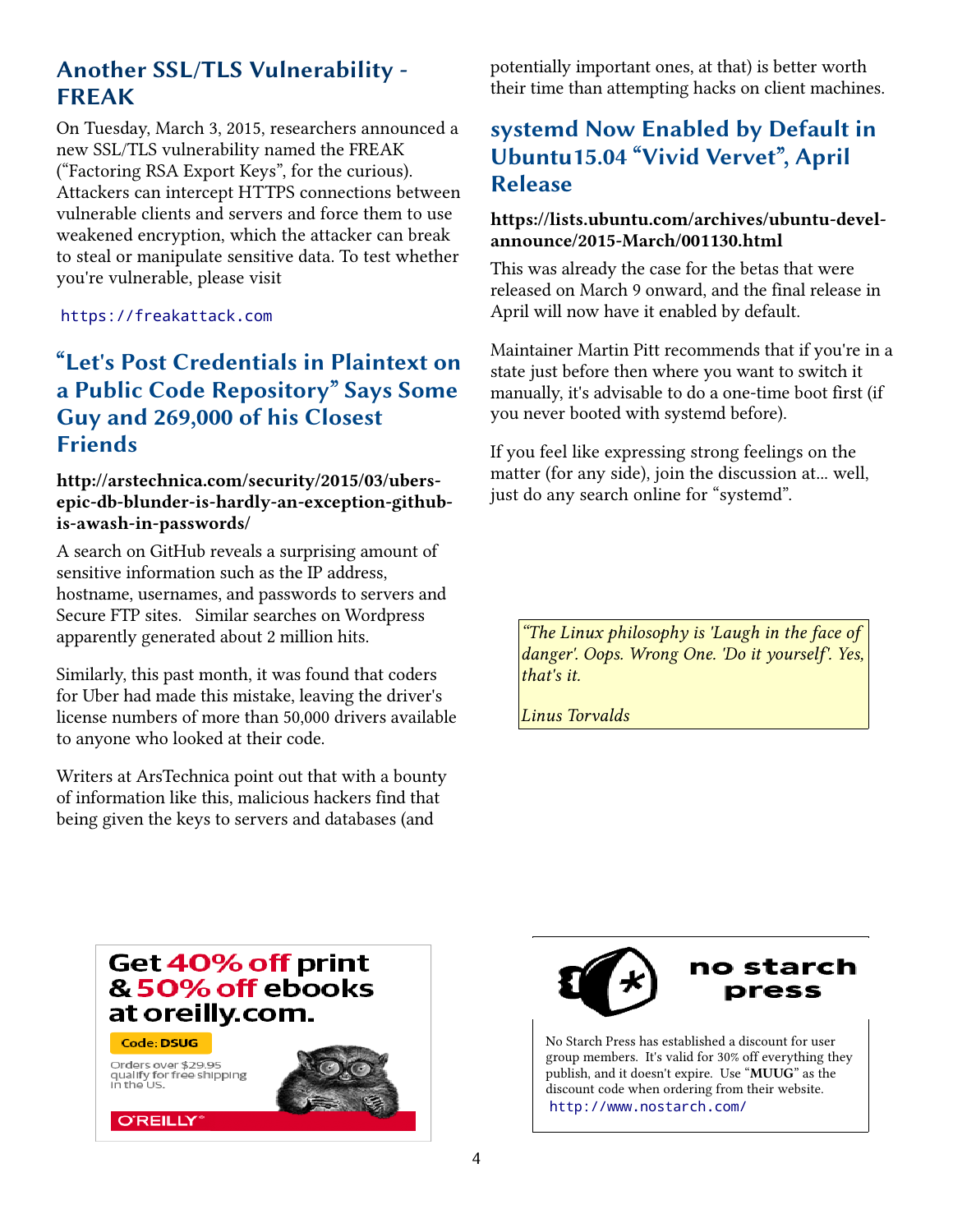## Another SSL/TLS Vulnerability - FREAK

On Tuesday, March 3, 2015, researchers announced a new SSL/TLS vulnerability named the FREAK ("Factoring RSA Export Keys", for the curious). Attackers can intercept HTTPS connections between vulnerable clients and servers and force them to use weakened encryption, which the attacker can break to steal or manipulate sensitive data. To test whether you're vulnerable, please visit

https://freakattack.com

## "Let's Post Credentials in Plaintext on a Public Code Repository" Says Some Guy and 269,000 of his Closest Friends

**http://arstechnica.com/security/2015/03/ubers-epic-db-blunder-is-hardly-an-exception-github-is-awash-in-passwords/**

A search on GitHub reveals a surprising amount of sensitive information such as the IP address, hostname, usernames, and passwords to servers and Secure FTP sites. Similar searches on Wordpress apparently generated about 2 million hits.

Similarly, this past month, it was found that coders for Uber had made this mistake, leaving the driver's license numbers of more than 50,000 drivers available to anyone who looked at their code.

Writers at ArsTechnica point out that with a bounty of information like this, malicious hackers find that being given the keys to servers and databases (and potentially important ones, at that) is better worth their time than attempting hacks on client machines.

## systemd Now Enabled by Default in Ubuntu15.04 "Vivid Vervet", April Release

**https://lists.ubuntu.com/archives/ubuntu-devel-announce/2015-March/001130.html**

This was already the case for the betas that were released on March 9 onward, and the final release in April will now have it enabled by default.

Maintainer Martin Pitt recommends that if you're in a state just before then where you want to switch it manually, it's advisable to do a one-time boot first (if you never booted with systemd before).

If you feel like expressing strong feelings on the matter (for any side), join the discussion at... well, just do any search online for "systemd".

*"The Linux philosophy is 'Laugh in the face of danger'. Oops. Wrong One. 'Do it yourself'. Yes, that's it.*

*Linus Torvalds*

**Get 40% off print & 50% off ebooks at oreilly.com.**

Code: DSUG

Orders over $29.95 qualify for free shipping in the US.

O'REILLY

**no starch press**

No Starch Press has established a discount for user group members. It's valid for 30% off everything they publish, and it doesn't expire. Use "**MUUG**" as the discount code when ordering from their website.
http://www.nostarch.com/